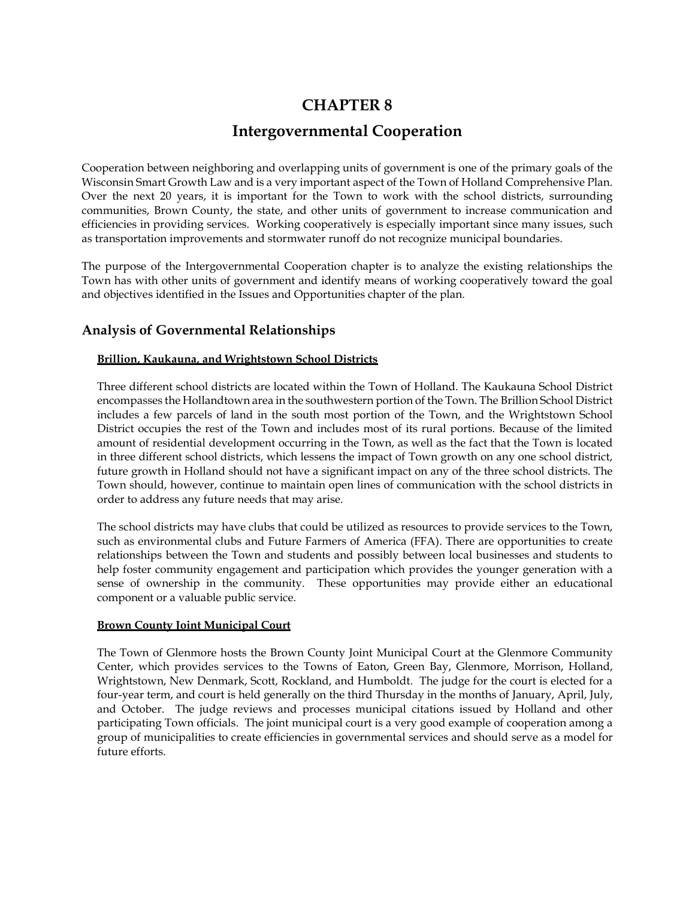# CHAPTER 8

# Intergovernmental Cooperation

Cooperation between neighboring and overlapping units of government is one of the primary goals of the Wisconsin Smart Growth Law and is a very important aspect of the Town of Holland Comprehensive Plan. Over the next 20 years, it is important for the Town to work with the school districts, surrounding communities, Brown County, the state, and other units of government to increase communication and efficiencies in providing services. Working cooperatively is especially important since many issues, such as transportation improvements and stormwater runoff do not recognize municipal boundaries.

The purpose of the Intergovernmental Cooperation chapter is to analyze the existing relationships the Town has with other units of government and identify means of working cooperatively toward the goal and objectives identified in the Issues and Opportunities chapter of the plan.

## Analysis of Governmental Relationships

### Brillion, Kaukauna, and Wrightstown School Districts

Three different school districts are located within the Town of Holland. The Kaukauna School District encompasses the Hollandtown area in the southwestern portion of the Town. The Brillion School District includes a few parcels of land in the south most portion of the Town, and the Wrightstown School District occupies the rest of the Town and includes most of its rural portions. Because of the limited amount of residential development occurring in the Town, as well as the fact that the Town is located in three different school districts, which lessens the impact of Town growth on any one school district, future growth in Holland should not have a significant impact on any of the three school districts. The Town should, however, continue to maintain open lines of communication with the school districts in order to address any future needs that may arise.

The school districts may have clubs that could be utilized as resources to provide services to the Town, such as environmental clubs and Future Farmers of America (FFA). There are opportunities to create relationships between the Town and students and possibly between local businesses and students to help foster community engagement and participation which provides the younger generation with a sense of ownership in the community. These opportunities may provide either an educational component or a valuable public service.

### Brown County Joint Municipal Court

The Town of Glenmore hosts the Brown County Joint Municipal Court at the Glenmore Community Center, which provides services to the Towns of Eaton, Green Bay, Glenmore, Morrison, Holland, Wrightstown, New Denmark, Scott, Rockland, and Humboldt. The judge for the court is elected for a four-year term, and court is held generally on the third Thursday in the months of January, April, July, and October. The judge reviews and processes municipal citations issued by Holland and other participating Town officials. The joint municipal court is a very good example of cooperation among a group of municipalities to create efficiencies in governmental services and should serve as a model for future efforts.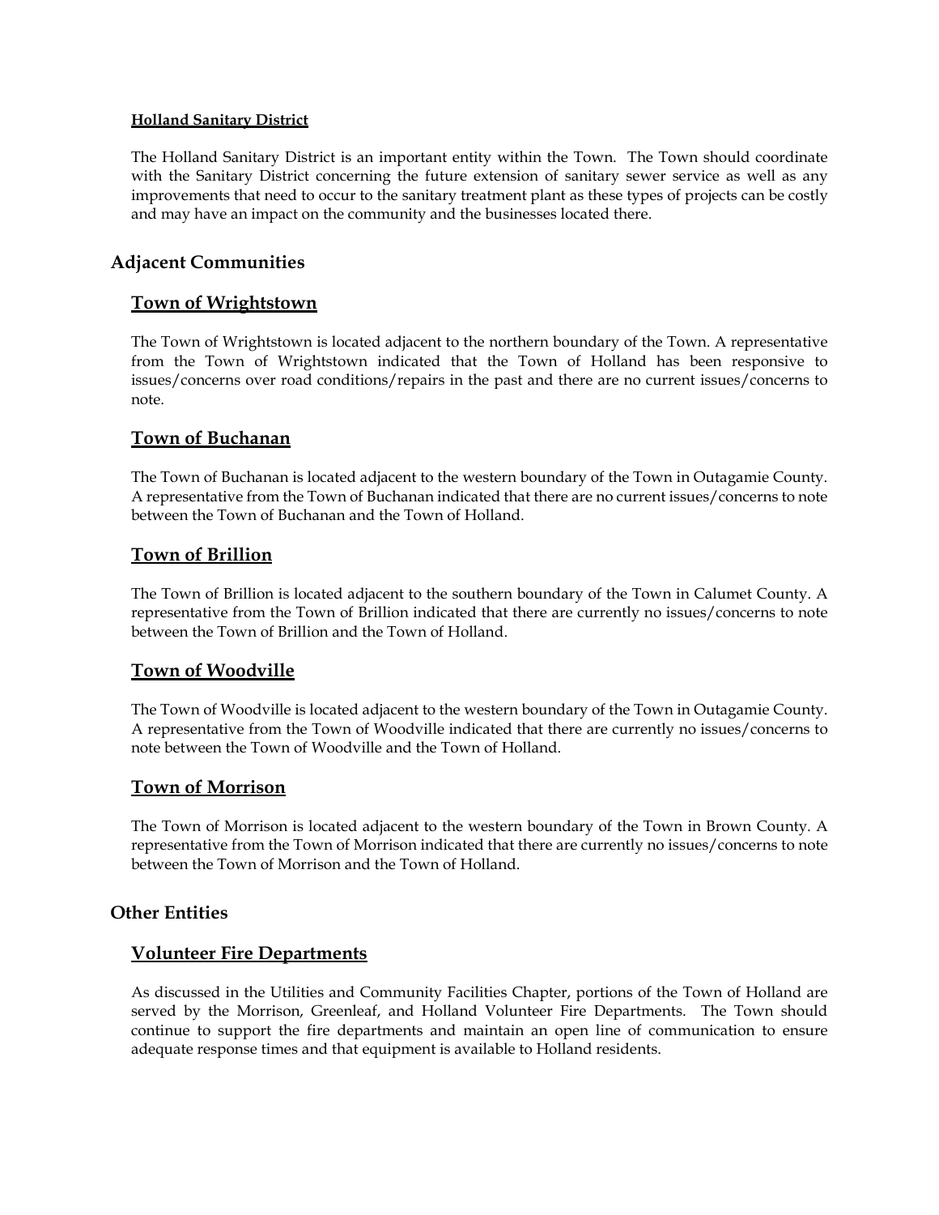#### Holland Sanitary District

The Holland Sanitary District is an important entity within the Town. The Town should coordinate with the Sanitary District concerning the future extension of sanitary sewer service as well as any improvements that need to occur to the sanitary treatment plant as these types of projects can be costly and may have an impact on the community and the businesses located there.

## Adjacent Communities

### Town of Wrightstown

The Town of Wrightstown is located adjacent to the northern boundary of the Town. A representative from the Town of Wrightstown indicated that the Town of Holland has been responsive to issues/concerns over road conditions/repairs in the past and there are no current issues/concerns to note.

### Town of Buchanan

The Town of Buchanan is located adjacent to the western boundary of the Town in Outagamie County. A representative from the Town of Buchanan indicated that there are no current issues/concerns to note between the Town of Buchanan and the Town of Holland.

### Town of Brillion

The Town of Brillion is located adjacent to the southern boundary of the Town in Calumet County. A representative from the Town of Brillion indicated that there are currently no issues/concerns to note between the Town of Brillion and the Town of Holland.

### Town of Woodville

The Town of Woodville is located adjacent to the western boundary of the Town in Outagamie County. A representative from the Town of Woodville indicated that there are currently no issues/concerns to note between the Town of Woodville and the Town of Holland.

### Town of Morrison

The Town of Morrison is located adjacent to the western boundary of the Town in Brown County. A representative from the Town of Morrison indicated that there are currently no issues/concerns to note between the Town of Morrison and the Town of Holland.

## Other Entities

### Volunteer Fire Departments

As discussed in the Utilities and Community Facilities Chapter, portions of the Town of Holland are served by the Morrison, Greenleaf, and Holland Volunteer Fire Departments. The Town should continue to support the fire departments and maintain an open line of communication to ensure adequate response times and that equipment is available to Holland residents.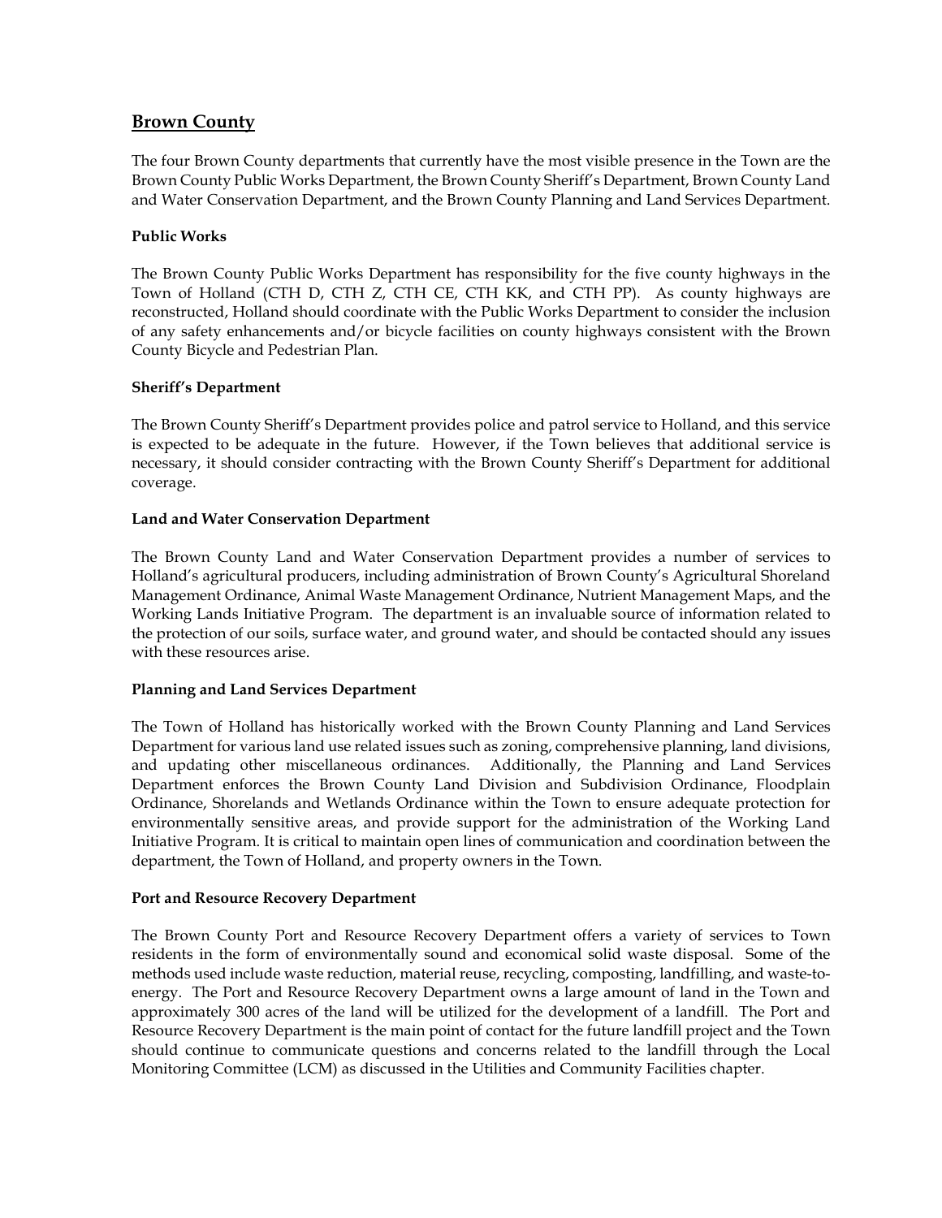## Brown County

The four Brown County departments that currently have the most visible presence in the Town are the Brown County Public Works Department, the Brown County Sheriff's Department, Brown County Land and Water Conservation Department, and the Brown County Planning and Land Services Department.

### Public Works

The Brown County Public Works Department has responsibility for the five county highways in the Town of Holland (CTH D, CTH Z, CTH CE, CTH KK, and CTH PP). As county highways are reconstructed, Holland should coordinate with the Public Works Department to consider the inclusion of any safety enhancements and/or bicycle facilities on county highways consistent with the Brown County Bicycle and Pedestrian Plan.

### Sheriff's Department

The Brown County Sheriff's Department provides police and patrol service to Holland, and this service is expected to be adequate in the future. However, if the Town believes that additional service is necessary, it should consider contracting with the Brown County Sheriff's Department for additional coverage.

### Land and Water Conservation Department

The Brown County Land and Water Conservation Department provides a number of services to Holland's agricultural producers, including administration of Brown County's Agricultural Shoreland Management Ordinance, Animal Waste Management Ordinance, Nutrient Management Maps, and the Working Lands Initiative Program. The department is an invaluable source of information related to the protection of our soils, surface water, and ground water, and should be contacted should any issues with these resources arise.

### Planning and Land Services Department

The Town of Holland has historically worked with the Brown County Planning and Land Services Department for various land use related issues such as zoning, comprehensive planning, land divisions, and updating other miscellaneous ordinances. Additionally, the Planning and Land Services Department enforces the Brown County Land Division and Subdivision Ordinance, Floodplain Ordinance, Shorelands and Wetlands Ordinance within the Town to ensure adequate protection for environmentally sensitive areas, and provide support for the administration of the Working Land Initiative Program. It is critical to maintain open lines of communication and coordination between the department, the Town of Holland, and property owners in the Town.

### Port and Resource Recovery Department

The Brown County Port and Resource Recovery Department offers a variety of services to Town residents in the form of environmentally sound and economical solid waste disposal. Some of the methods used include waste reduction, material reuse, recycling, composting, landfilling, and waste-to-energy. The Port and Resource Recovery Department owns a large amount of land in the Town and approximately 300 acres of the land will be utilized for the development of a landfill. The Port and Resource Recovery Department is the main point of contact for the future landfill project and the Town should continue to communicate questions and concerns related to the landfill through the Local Monitoring Committee (LCM) as discussed in the Utilities and Community Facilities chapter.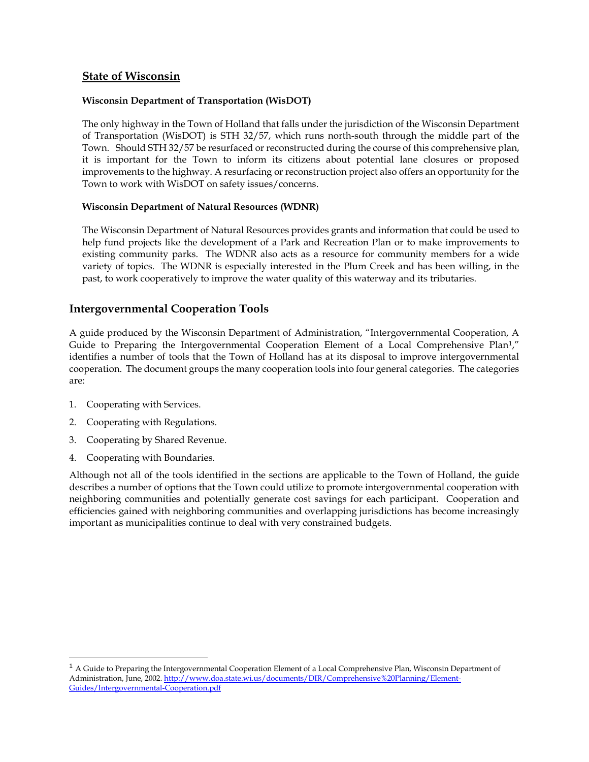## State of Wisconsin

**Wisconsin Department of Transportation (WisDOT)**

The only highway in the Town of Holland that falls under the jurisdiction of the Wisconsin Department of Transportation (WisDOT) is STH 32/57, which runs north-south through the middle part of the Town. Should STH 32/57 be resurfaced or reconstructed during the course of this comprehensive plan, it is important for the Town to inform its citizens about potential lane closures or proposed improvements to the highway. A resurfacing or reconstruction project also offers an opportunity for the Town to work with WisDOT on safety issues/concerns.

**Wisconsin Department of Natural Resources (WDNR)**

The Wisconsin Department of Natural Resources provides grants and information that could be used to help fund projects like the development of a Park and Recreation Plan or to make improvements to existing community parks. The WDNR also acts as a resource for community members for a wide variety of topics. The WDNR is especially interested in the Plum Creek and has been willing, in the past, to work cooperatively to improve the water quality of this waterway and its tributaries.

## Intergovernmental Cooperation Tools

A guide produced by the Wisconsin Department of Administration, "Intergovernmental Cooperation, A Guide to Preparing the Intergovernmental Cooperation Element of a Local Comprehensive Plan[1]," identifies a number of tools that the Town of Holland has at its disposal to improve intergovernmental cooperation. The document groups the many cooperation tools into four general categories. The categories are:

1. Cooperating with Services.
2. Cooperating with Regulations.
3. Cooperating by Shared Revenue.
4. Cooperating with Boundaries.

Although not all of the tools identified in the sections are applicable to the Town of Holland, the guide describes a number of options that the Town could utilize to promote intergovernmental cooperation with neighboring communities and potentially generate cost savings for each participant. Cooperation and efficiencies gained with neighboring communities and overlapping jurisdictions has become increasingly important as municipalities continue to deal with very constrained budgets.

---

[1] A Guide to Preparing the Intergovernmental Cooperation Element of a Local Comprehensive Plan, Wisconsin Department of Administration, June, 2002. http://www.doa.state.wi.us/documents/DIR/Comprehensive%20Planning/Element-Guides/Intergovernmental-Cooperation.pdf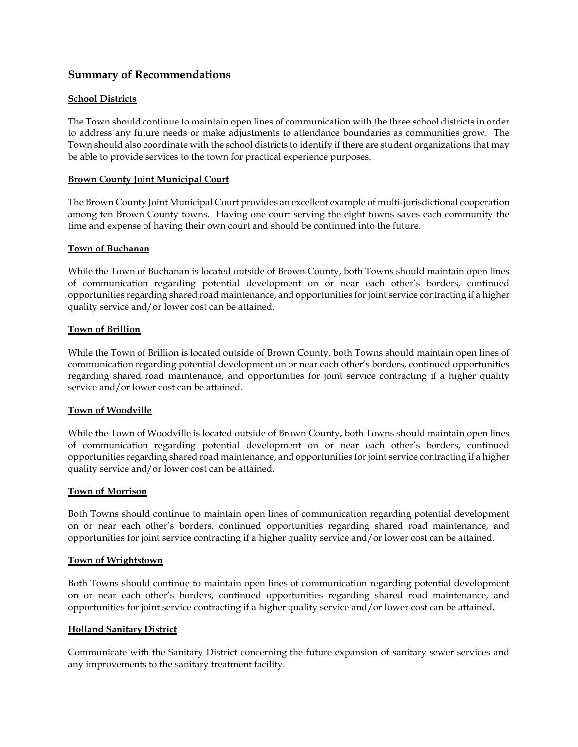## Summary of Recommendations

**School Districts**

The Town should continue to maintain open lines of communication with the three school districts in order to address any future needs or make adjustments to attendance boundaries as communities grow. The Town should also coordinate with the school districts to identify if there are student organizations that may be able to provide services to the town for practical experience purposes.

**Brown County Joint Municipal Court**

The Brown County Joint Municipal Court provides an excellent example of multi-jurisdictional cooperation among ten Brown County towns. Having one court serving the eight towns saves each community the time and expense of having their own court and should be continued into the future.

**Town of Buchanan**

While the Town of Buchanan is located outside of Brown County, both Towns should maintain open lines of communication regarding potential development on or near each other's borders, continued opportunities regarding shared road maintenance, and opportunities for joint service contracting if a higher quality service and/or lower cost can be attained.

**Town of Brillion**

While the Town of Brillion is located outside of Brown County, both Towns should maintain open lines of communication regarding potential development on or near each other's borders, continued opportunities regarding shared road maintenance, and opportunities for joint service contracting if a higher quality service and/or lower cost can be attained.

**Town of Woodville**

While the Town of Woodville is located outside of Brown County, both Towns should maintain open lines of communication regarding potential development on or near each other's borders, continued opportunities regarding shared road maintenance, and opportunities for joint service contracting if a higher quality service and/or lower cost can be attained.

**Town of Morrison**

Both Towns should continue to maintain open lines of communication regarding potential development on or near each other's borders, continued opportunities regarding shared road maintenance, and opportunities for joint service contracting if a higher quality service and/or lower cost can be attained.

**Town of Wrightstown**

Both Towns should continue to maintain open lines of communication regarding potential development on or near each other's borders, continued opportunities regarding shared road maintenance, and opportunities for joint service contracting if a higher quality service and/or lower cost can be attained.

**Holland Sanitary District**

Communicate with the Sanitary District concerning the future expansion of sanitary sewer services and any improvements to the sanitary treatment facility.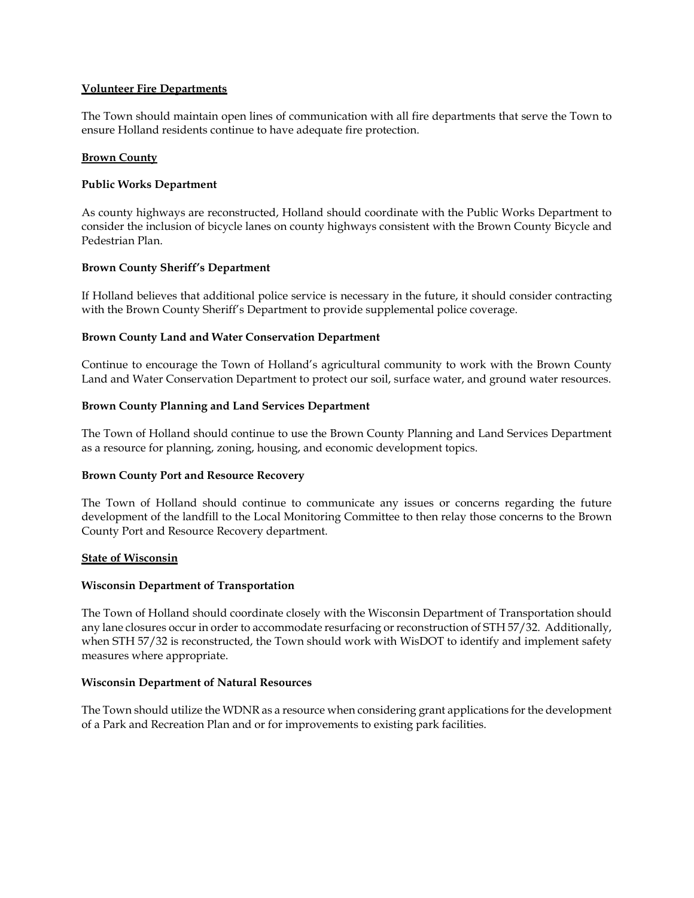**<u>Volunteer Fire Departments</u>**

The Town should maintain open lines of communication with all fire departments that serve the Town to ensure Holland residents continue to have adequate fire protection.

**<u>Brown County</u>**

**Public Works Department**

As county highways are reconstructed, Holland should coordinate with the Public Works Department to consider the inclusion of bicycle lanes on county highways consistent with the Brown County Bicycle and Pedestrian Plan.

**Brown County Sheriff's Department**

If Holland believes that additional police service is necessary in the future, it should consider contracting with the Brown County Sheriff's Department to provide supplemental police coverage.

**Brown County Land and Water Conservation Department**

Continue to encourage the Town of Holland's agricultural community to work with the Brown County Land and Water Conservation Department to protect our soil, surface water, and ground water resources.

**Brown County Planning and Land Services Department**

The Town of Holland should continue to use the Brown County Planning and Land Services Department as a resource for planning, zoning, housing, and economic development topics.

**Brown County Port and Resource Recovery**

The Town of Holland should continue to communicate any issues or concerns regarding the future development of the landfill to the Local Monitoring Committee to then relay those concerns to the Brown County Port and Resource Recovery department.

**<u>State of Wisconsin</u>**

**Wisconsin Department of Transportation**

The Town of Holland should coordinate closely with the Wisconsin Department of Transportation should any lane closures occur in order to accommodate resurfacing or reconstruction of STH 57/32. Additionally, when STH 57/32 is reconstructed, the Town should work with WisDOT to identify and implement safety measures where appropriate.

**Wisconsin Department of Natural Resources**

The Town should utilize the WDNR as a resource when considering grant applications for the development of a Park and Recreation Plan and or for improvements to existing park facilities.